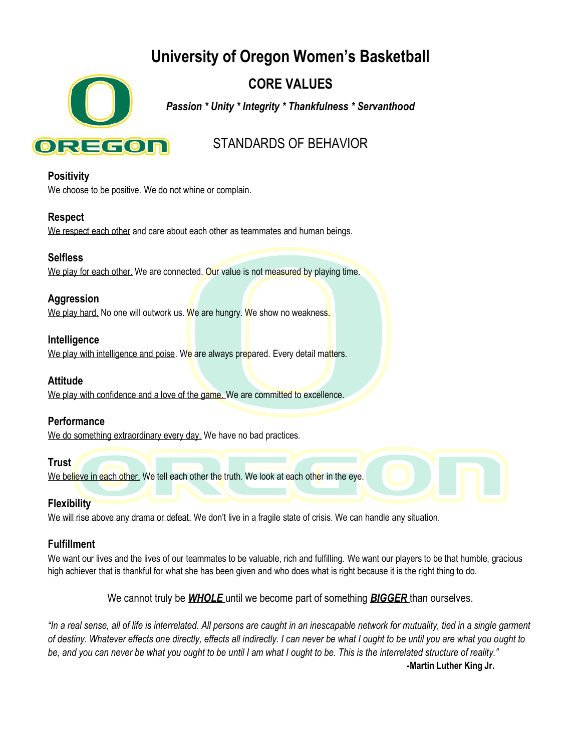# University of Oregon Women's Basketball

## CORE VALUES

***Passion * Unity * Integrity * Thankfulness * Servanthood***

## STANDARDS OF BEHAVIOR

**Positivity**
<u>We choose to be positive.</u> We do not whine or complain.

**Respect**
<u>We respect each other</u> and care about each other as teammates and human beings.

**Selfless**
<u>We play for each other.</u> We are connected. Our value is not measured by playing time.

**Aggression**
<u>We play hard.</u> No one will outwork us. We are hungry. We show no weakness.

**Intelligence**
<u>We play with intelligence and poise</u>. We are always prepared. Every detail matters.

**Attitude**
<u>We play with confidence and a love of the game.</u> We are committed to excellence.

**Performance**
<u>We do something extraordinary every day.</u> We have no bad practices.

**Trust**
<u>We believe in each other.</u> We tell each other the truth. We look at each other in the eye.

**Flexibility**
<u>We will rise above any drama or defeat.</u> We don't live in a fragile state of crisis. We can handle any situation.

**Fulfillment**
<u>We want our lives and the lives of our teammates to be valuable, rich and fulfilling.</u> We want our players to be that humble, gracious high achiever that is thankful for what she has been given and who does what is right because it is the right thing to do.

We cannot truly be <u>***WHOLE***</u> until we become part of something <u>***BIGGER***</u> than ourselves.

*"In a real sense, all of life is interrelated. All persons are caught in an inescapable network for mutuality, tied in a single garment of destiny. Whatever effects one directly, effects all indirectly. I can never be what I ought to be until you are what you ought to be, and you can never be what you ought to be until I am what I ought to be. This is the interrelated structure of reality."*

**-Martin Luther King Jr.**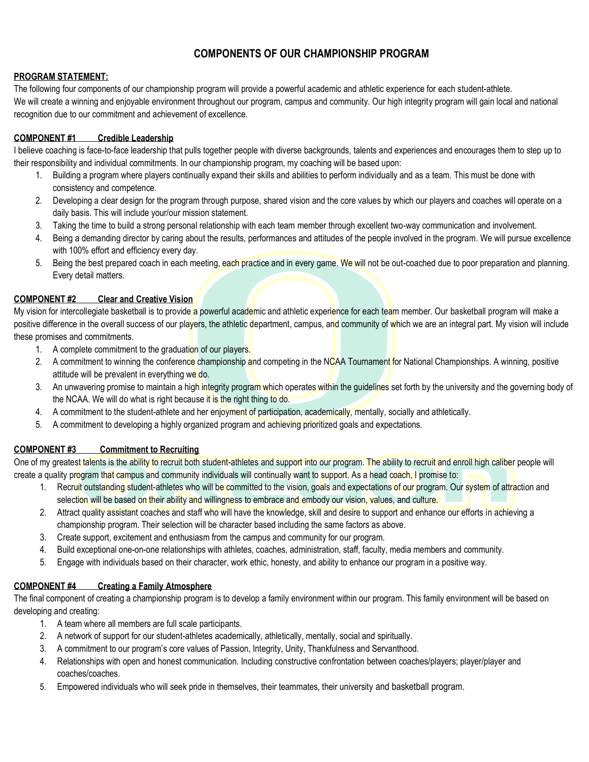# COMPONENTS OF OUR CHAMPIONSHIP PROGRAM

**PROGRAM STATEMENT:**

The following four components of our championship program will provide a powerful academic and athletic experience for each student-athlete. We will create a winning and enjoyable environment throughout our program, campus and community. Our high integrity program will gain local and national recognition due to our commitment and achievement of excellence.

**COMPONENT #1 Credible Leadership**

I believe coaching is face-to-face leadership that pulls together people with diverse backgrounds, talents and experiences and encourages them to step up to their responsibility and individual commitments. In our championship program, my coaching will be based upon:

1. Building a program where players continually expand their skills and abilities to perform individually and as a team. This must be done with consistency and competence.
2. Developing a clear design for the program through purpose, shared vision and the core values by which our players and coaches will operate on a daily basis. This will include your/our mission statement.
3. Taking the time to build a strong personal relationship with each team member through excellent two-way communication and involvement.
4. Being a demanding director by caring about the results, performances and attitudes of the people involved in the program. We will pursue excellence with 100% effort and efficiency every day.
5. Being the best prepared coach in each meeting, each practice and in every game. We will not be out-coached due to poor preparation and planning. Every detail matters.

**COMPONENT #2 Clear and Creative Vision**

My vision for intercollegiate basketball is to provide a powerful academic and athletic experience for each team member. Our basketball program will make a positive difference in the overall success of our players, the athletic department, campus, and community of which we are an integral part. My vision will include these promises and commitments.

1. A complete commitment to the graduation of our players.
2. A commitment to winning the conference championship and competing in the NCAA Tournament for National Championships. A winning, positive attitude will be prevalent in everything we do.
3. An unwavering promise to maintain a high integrity program which operates within the guidelines set forth by the university and the governing body of the NCAA. We will do what is right because it is the right thing to do.
4. A commitment to the student-athlete and her enjoyment of participation, academically, mentally, socially and athletically.
5. A commitment to developing a highly organized program and achieving prioritized goals and expectations.

**COMPONENT #3 Commitment to Recruiting**

One of my greatest talents is the ability to recruit both student-athletes and support into our program. The ability to recruit and enroll high caliber people will create a quality program that campus and community individuals will continually want to support. As a head coach, I promise to:

1. Recruit outstanding student-athletes who will be committed to the vision, goals and expectations of our program. Our system of attraction and selection will be based on their ability and willingness to embrace and embody our vision, values, and culture.
2. Attract quality assistant coaches and staff who will have the knowledge, skill and desire to support and enhance our efforts in achieving a championship program. Their selection will be character based including the same factors as above.
3. Create support, excitement and enthusiasm from the campus and community for our program.
4. Build exceptional one-on-one relationships with athletes, coaches, administration, staff, faculty, media members and community.
5. Engage with individuals based on their character, work ethic, honesty, and ability to enhance our program in a positive way.

**COMPONENT #4 Creating a Family Atmosphere**

The final component of creating a championship program is to develop a family environment within our program. This family environment will be based on developing and creating:

1. A team where all members are full scale participants.
2. A network of support for our student-athletes academically, athletically, mentally, social and spiritually.
3. A commitment to our program's core values of Passion, Integrity, Unity, Thankfulness and Servanthood.
4. Relationships with open and honest communication. Including constructive confrontation between coaches/players; player/player and coaches/coaches.
5. Empowered individuals who will seek pride in themselves, their teammates, their university and basketball program.